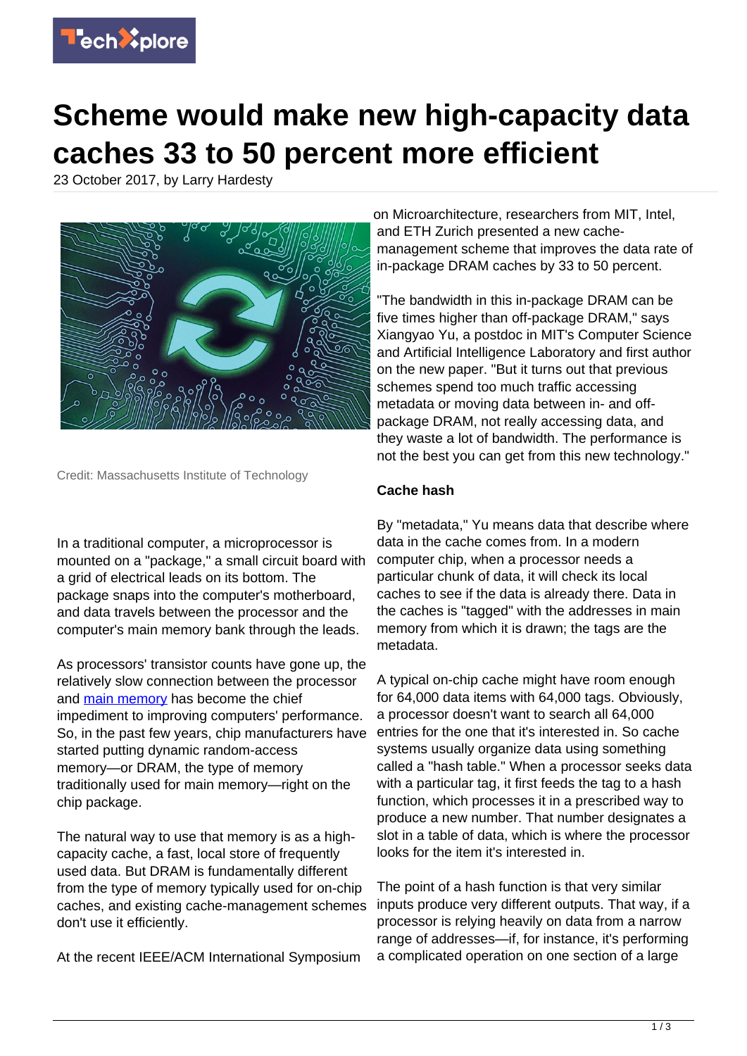# Scheme would make new high-capacity data caches 33 to 50 percent more efficient

23 October 2017, by Larry Hardesty

Credit: Massachusetts Institute of Technology

In a traditional computer, a microprocessor is mounted on a "package," a small circuit board with a grid of electrical leads on its bottom. The package snaps into the computer's motherboard, and data travels between the processor and the computer's main memory bank through the leads.

As processors' transistor counts have gone up, the relatively slow connection between the processor and main memory has become the chief impediment to improving computers' performance. So, in the past few years, chip manufacturers have started putting dynamic random-access memory—or DRAM, the type of memory traditionally used for main memory—right on the chip package.

The natural way to use that memory is as a high-capacity cache, a fast, local store of frequently used data. But DRAM is fundamentally different from the type of memory typically used for on-chip caches, and existing cache-management schemes don't use it efficiently.

At the recent IEEE/ACM International Symposium on Microarchitecture, researchers from MIT, Intel, and ETH Zurich presented a new cache-management scheme that improves the data rate of in-package DRAM caches by 33 to 50 percent.

"The bandwidth in this in-package DRAM can be five times higher than off-package DRAM," says Xiangyao Yu, a postdoc in MIT's Computer Science and Artificial Intelligence Laboratory and first author on the new paper. "But it turns out that previous schemes spend too much traffic accessing metadata or moving data between in- and off-package DRAM, not really accessing data, and they waste a lot of bandwidth. The performance is not the best you can get from this new technology."

## Cache hash

By "metadata," Yu means data that describe where data in the cache comes from. In a modern computer chip, when a processor needs a particular chunk of data, it will check its local caches to see if the data is already there. Data in the caches is "tagged" with the addresses in main memory from which it is drawn; the tags are the metadata.

A typical on-chip cache might have room enough for 64,000 data items with 64,000 tags. Obviously, a processor doesn't want to search all 64,000 entries for the one that it's interested in. So cache systems usually organize data using something called a "hash table." When a processor seeks data with a particular tag, it first feeds the tag to a hash function, which processes it in a prescribed way to produce a new number. That number designates a slot in a table of data, which is where the processor looks for the item it's interested in.

The point of a hash function is that very similar inputs produce very different outputs. That way, if a processor is relying heavily on data from a narrow range of addresses—if, for instance, it's performing a complicated operation on one section of a large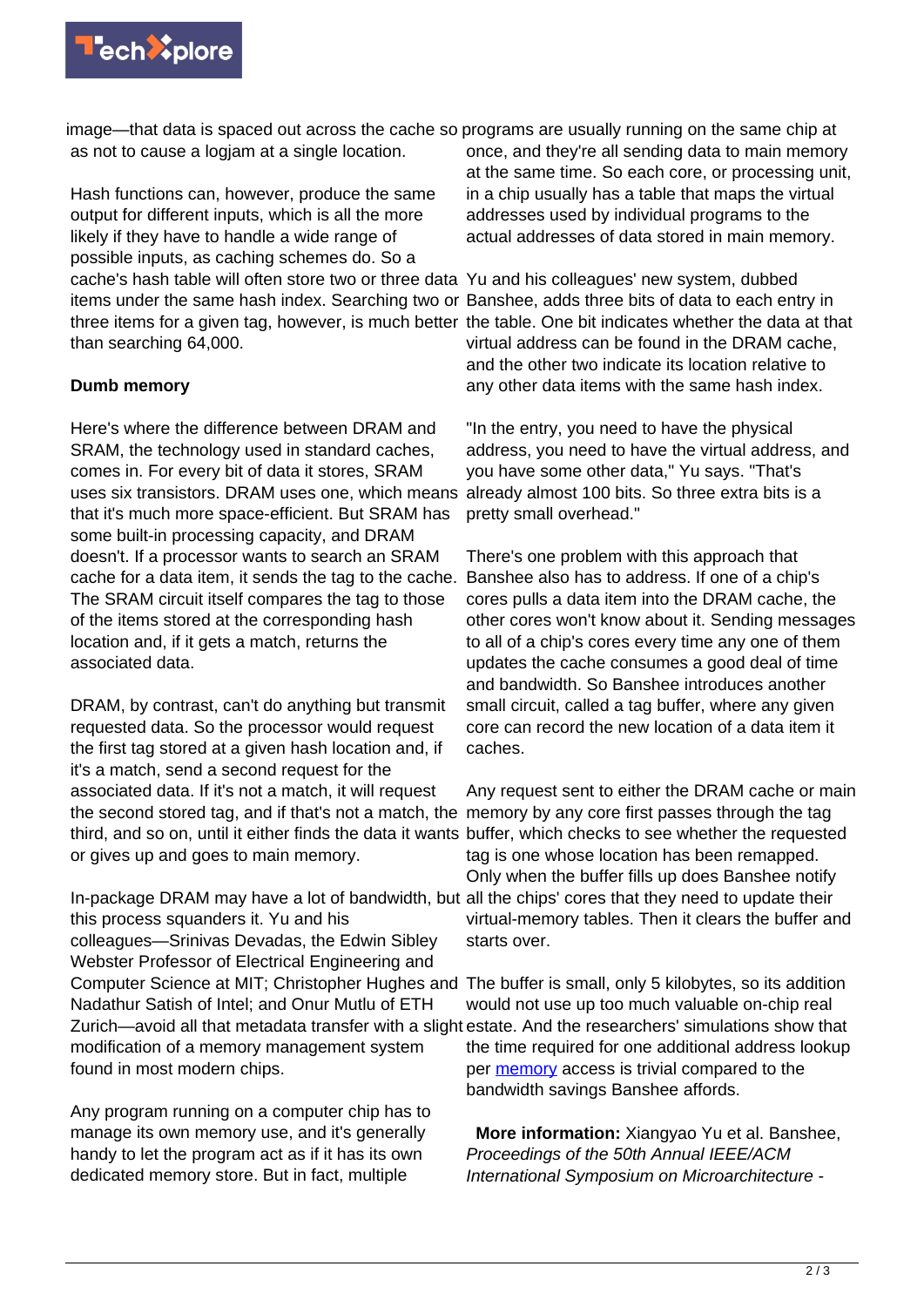image—that data is spaced out across the cache so as not to cause a logjam at a single location.

Hash functions can, however, produce the same output for different inputs, which is all the more likely if they have to handle a wide range of possible inputs, as caching schemes do. So a cache's hash table will often store two or three data items under the same hash index. Searching two or three items for a given tag, however, is much better than searching 64,000.

**Dumb memory**

Here's where the difference between DRAM and SRAM, the technology used in standard caches, comes in. For every bit of data it stores, SRAM uses six transistors. DRAM uses one, which means that it's much more space-efficient. But SRAM has some built-in processing capacity, and DRAM doesn't. If a processor wants to search an SRAM cache for a data item, it sends the tag to the cache. The SRAM circuit itself compares the tag to those of the items stored at the corresponding hash location and, if it gets a match, returns the associated data.

DRAM, by contrast, can't do anything but transmit requested data. So the processor would request the first tag stored at a given hash location and, if it's a match, send a second request for the associated data. If it's not a match, it will request the second stored tag, and if that's not a match, the third, and so on, until it either finds the data it wants or gives up and goes to main memory.

In-package DRAM may have a lot of bandwidth, but this process squanders it. Yu and his colleagues—Srinivas Devadas, the Edwin Sibley Webster Professor of Electrical Engineering and Computer Science at MIT; Christopher Hughes and Nadathur Satish of Intel; and Onur Mutlu of ETH Zurich—avoid all that metadata transfer with a slight modification of a memory management system found in most modern chips.

Any program running on a computer chip has to manage its own memory use, and it's generally handy to let the program act as if it has its own dedicated memory store. But in fact, multiple programs are usually running on the same chip at once, and they're all sending data to main memory at the same time. So each core, or processing unit, in a chip usually has a table that maps the virtual addresses used by individual programs to the actual addresses of data stored in main memory.

Yu and his colleagues' new system, dubbed Banshee, adds three bits of data to each entry in the table. One bit indicates whether the data at that virtual address can be found in the DRAM cache, and the other two indicate its location relative to any other data items with the same hash index.

"In the entry, you need to have the physical address, you need to have the virtual address, and you have some other data," Yu says. "That's already almost 100 bits. So three extra bits is a pretty small overhead."

There's one problem with this approach that Banshee also has to address. If one of a chip's cores pulls a data item into the DRAM cache, the other cores won't know about it. Sending messages to all of a chip's cores every time any one of them updates the cache consumes a good deal of time and bandwidth. So Banshee introduces another small circuit, called a tag buffer, where any given core can record the new location of a data item it caches.

Any request sent to either the DRAM cache or main memory by any core first passes through the tag buffer, which checks to see whether the requested tag is one whose location has been remapped. Only when the buffer fills up does Banshee notify all the chips' cores that they need to update their virtual-memory tables. Then it clears the buffer and starts over.

The buffer is small, only 5 kilobytes, so its addition would not use up too much valuable on-chip real estate. And the researchers' simulations show that the time required for one additional address lookup per memory access is trivial compared to the bandwidth savings Banshee affords.

**More information:** Xiangyao Yu et al. Banshee, *Proceedings of the 50th Annual IEEE/ACM International Symposium on Microarchitecture -*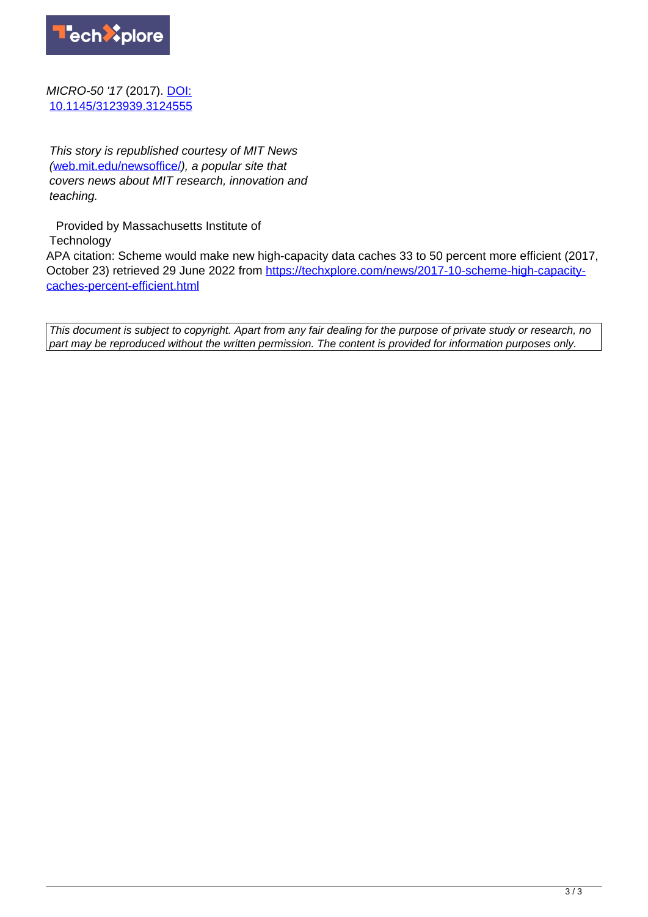*MICRO-50 '17* (2017). DOI: 10.1145/3123939.3124555

*This story is republished courtesy of MIT News (web.mit.edu/newsoffice/), a popular site that covers news about MIT research, innovation and teaching.*

Provided by Massachusetts Institute of Technology

APA citation: Scheme would make new high-capacity data caches 33 to 50 percent more efficient (2017, October 23) retrieved 29 June 2022 from https://techxplore.com/news/2017-10-scheme-high-capacity-caches-percent-efficient.html

*This document is subject to copyright. Apart from any fair dealing for the purpose of private study or research, no part may be reproduced without the written permission. The content is provided for information purposes only.*